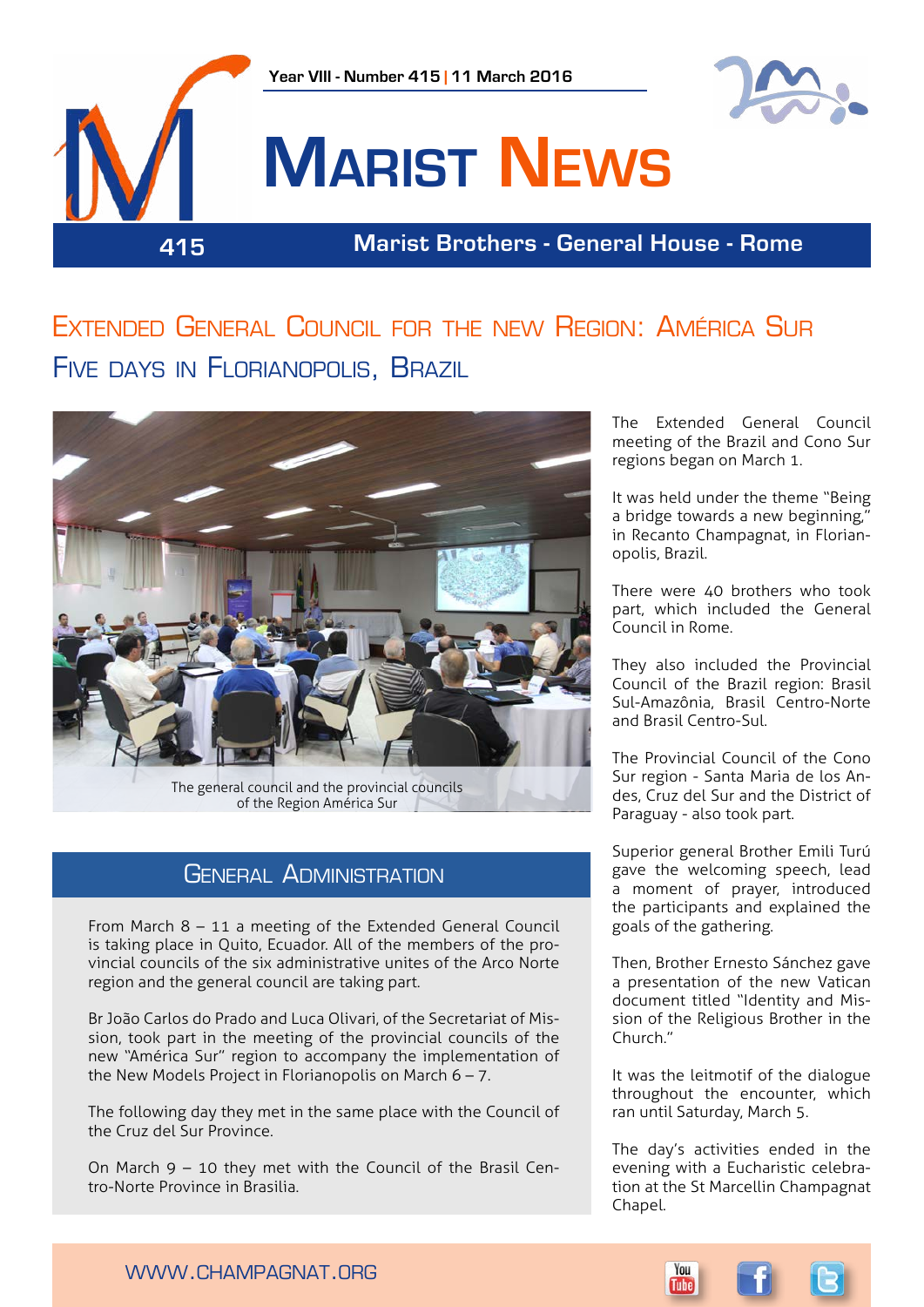Year VIII - Number 415 | 11 March 2016

# Marist News

415 — Marist Brothers - General House - Rome

## Extended General Council for the new Region: América Sur

## Five days in Florianopolis, Brazil

The general council and the provincial councils of the Region América Sur

The Extended General Council meeting of the Brazil and Cono Sur regions began on March 1.

It was held under the theme "Being a bridge towards a new beginning," in Recanto Champagnat, in Florianopolis, Brazil.

There were 40 brothers who took part, which included the General Council in Rome.

They also included the Provincial Council of the Brazil region: Brasil Sul-Amazônia, Brasil Centro-Norte and Brasil Centro-Sul.

The Provincial Council of the Cono Sur region - Santa Maria de los Andes, Cruz del Sur and the District of Paraguay - also took part.

Superior general Brother Emili Turú gave the welcoming speech, lead a moment of prayer, introduced the participants and explained the goals of the gathering.

Then, Brother Ernesto Sánchez gave a presentation of the new Vatican document titled "Identity and Mission of the Religious Brother in the Church."

It was the leitmotif of the dialogue throughout the encounter, which ran until Saturday, March 5.

The day's activities ended in the evening with a Eucharistic celebration at the St Marcellin Champagnat Chapel.

## General Administration

From March 8 – 11 a meeting of the Extended General Council is taking place in Quito, Ecuador. All of the members of the provincial councils of the six administrative unites of the Arco Norte region and the general council are taking part.

Br João Carlos do Prado and Luca Olivari, of the Secretariat of Mission, took part in the meeting of the provincial councils of the new "América Sur" region to accompany the implementation of the New Models Project in Florianopolis on March 6 – 7.

The following day they met in the same place with the Council of the Cruz del Sur Province.

On March 9 – 10 they met with the Council of the Brasil Centro-Norte Province in Brasilia.

WWW.CHAMPAGNAT.ORG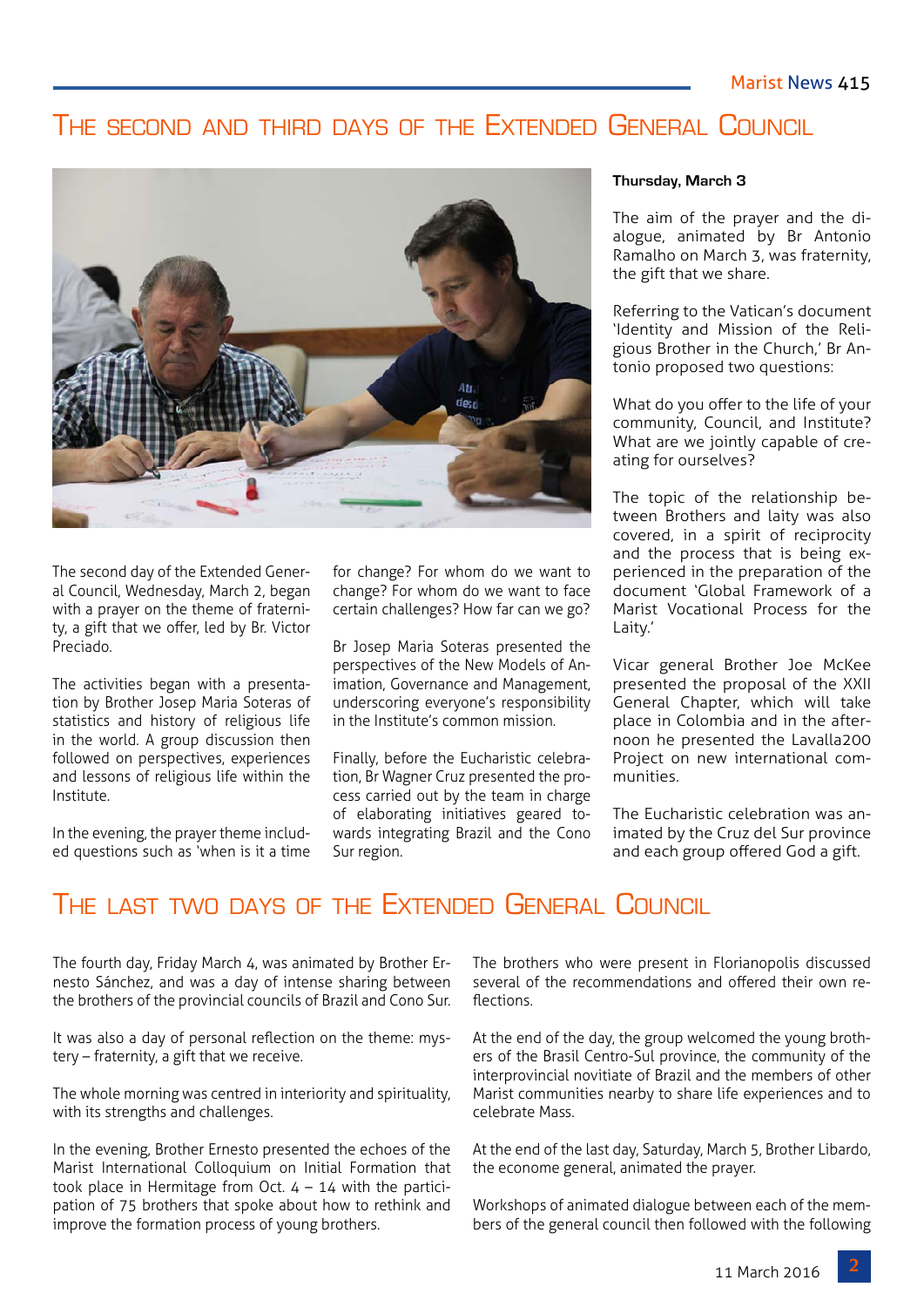## The second and third days of the Extended General Council

The second day of the Extended General Council, Wednesday, March 2, began with a prayer on the theme of fraternity, a gift that we offer, led by Br. Victor Preciado.

The activities began with a presentation by Brother Josep Maria Soteras of statistics and history of religious life in the world. A group discussion then followed on perspectives, experiences and lessons of religious life within the Institute.

In the evening, the prayer theme included questions such as 'when is it a time for change? For whom do we want to change? For whom do we want to face certain challenges? How far can we go?

Br Josep Maria Soteras presented the perspectives of the New Models of Animation, Governance and Management, underscoring everyone's responsibility in the Institute's common mission.

Finally, before the Eucharistic celebration, Br Wagner Cruz presented the process carried out by the team in charge of elaborating initiatives geared towards integrating Brazil and the Cono Sur region.

**Thursday, March 3**

The aim of the prayer and the dialogue, animated by Br Antonio Ramalho on March 3, was fraternity, the gift that we share.

Referring to the Vatican's document 'Identity and Mission of the Religious Brother in the Church,' Br Antonio proposed two questions:

What do you offer to the life of your community, Council, and Institute? What are we jointly capable of creating for ourselves?

The topic of the relationship between Brothers and laity was also covered, in a spirit of reciprocity and the process that is being experienced in the preparation of the document 'Global Framework of a Marist Vocational Process for the Laity.'

Vicar general Brother Joe McKee presented the proposal of the XXII General Chapter, which will take place in Colombia and in the afternoon he presented the Lavalla200 Project on new international communities.

The Eucharistic celebration was animated by the Cruz del Sur province and each group offered God a gift.

## The last two days of the Extended General Council

The fourth day, Friday March 4, was animated by Brother Ernesto Sánchez, and was a day of intense sharing between the brothers of the provincial councils of Brazil and Cono Sur.

It was also a day of personal reflection on the theme: mystery – fraternity, a gift that we receive.

The whole morning was centred in interiority and spirituality, with its strengths and challenges.

In the evening, Brother Ernesto presented the echoes of the Marist International Colloquium on Initial Formation that took place in Hermitage from Oct. 4 – 14 with the participation of 75 brothers that spoke about how to rethink and improve the formation process of young brothers.

The brothers who were present in Florianopolis discussed several of the recommendations and offered their own reflections.

At the end of the day, the group welcomed the young brothers of the Brasil Centro-Sul province, the community of the interprovincial novitiate of Brazil and the members of other Marist communities nearby to share life experiences and to celebrate Mass.

At the end of the last day, Saturday, March 5, Brother Libardo, the econome general, animated the prayer.

Workshops of animated dialogue between each of the members of the general council then followed with the following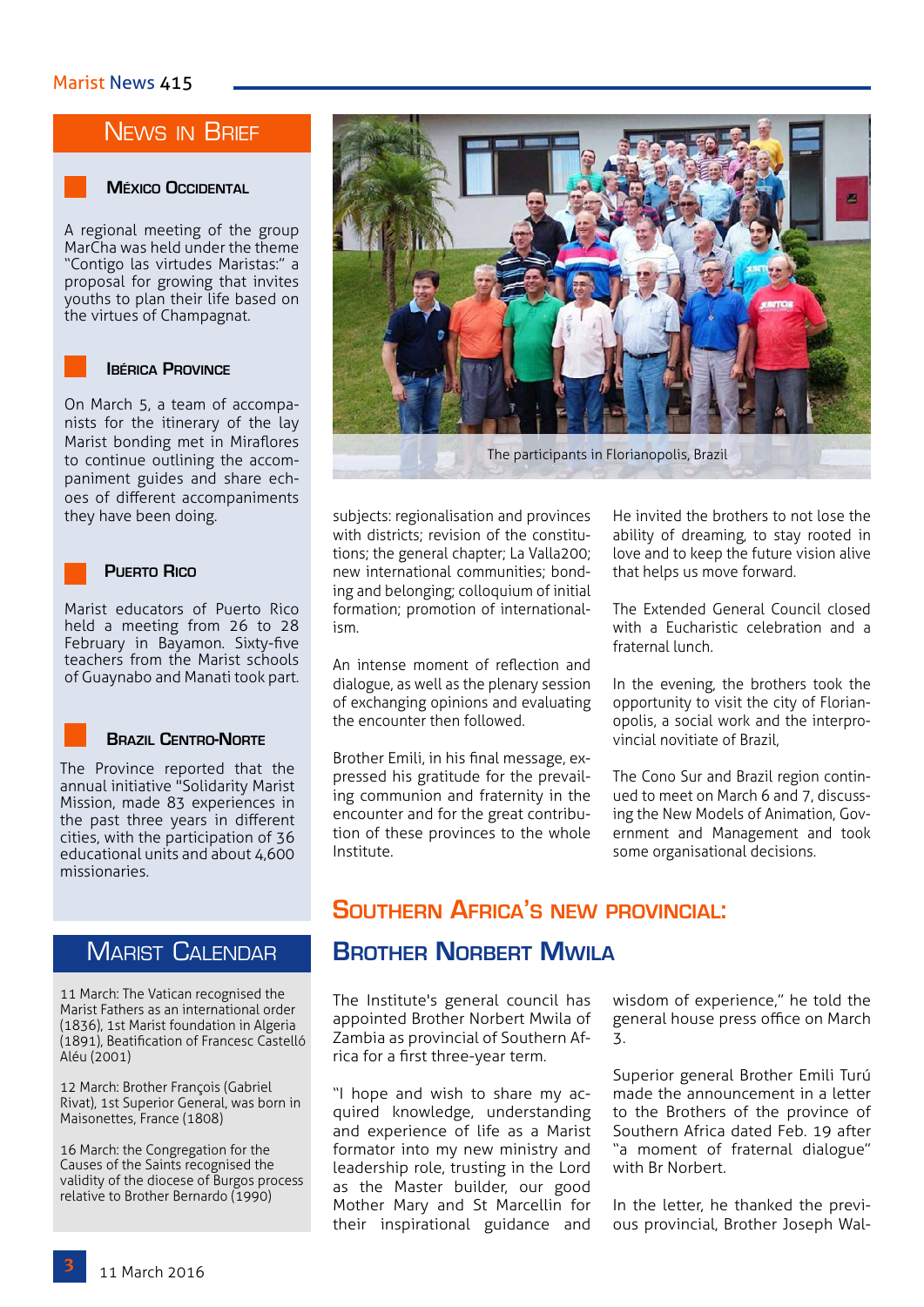## News in Brief

### México Occidental

A regional meeting of the group MarCha was held under the theme "Contigo las virtudes Maristas:" a proposal for growing that invites youths to plan their life based on the virtues of Champagnat.

### Ibérica Province

On March 5, a team of accompanists for the itinerary of the lay Marist bonding met in Miraflores to continue outlining the accompaniment guides and share echoes of different accompaniments they have been doing.

### Puerto Rico

Marist educators of Puerto Rico held a meeting from 26 to 28 February in Bayamon. Sixty-five teachers from the Marist schools of Guaynabo and Manati took part.

### Brazil Centro-Norte

The Province reported that the annual initiative "Solidarity Marist Mission, made 83 experiences in the past three years in different cities, with the participation of 36 educational units and about 4,600 missionaries.

## Marist Calendar

11 March: The Vatican recognised the Marist Fathers as an international order (1836), 1st Marist foundation in Algeria (1891), Beatification of Francesc Castelló Aléu (2001)

12 March: Brother François (Gabriel Rivat), 1st Superior General, was born in Maisonettes, France (1808)

16 March: the Congregation for the Causes of the Saints recognised the validity of the diocese of Burgos process relative to Brother Bernardo (1990)

The participants in Florianopolis, Brazil

subjects: regionalisation and provinces with districts; revision of the constitutions; the general chapter; La Valla200; new international communities; bonding and belonging; colloquium of initial formation; promotion of internationalism.

An intense moment of reflection and dialogue, as well as the plenary session of exchanging opinions and evaluating the encounter then followed.

Brother Emili, in his final message, expressed his gratitude for the prevailing communion and fraternity in the encounter and for the great contribution of these provinces to the whole Institute.

He invited the brothers to not lose the ability of dreaming, to stay rooted in love and to keep the future vision alive that helps us move forward.

The Extended General Council closed with a Eucharistic celebration and a fraternal lunch.

In the evening, the brothers took the opportunity to visit the city of Florianopolis, a social work and the interprovincial novitiate of Brazil,

The Cono Sur and Brazil region continued to meet on March 6 and 7, discussing the New Models of Animation, Government and Management and took some organisational decisions.

## Southern Africa's new provincial: Brother Norbert Mwila

The Institute's general council has appointed Brother Norbert Mwila of Zambia as provincial of Southern Africa for a first three-year term.

"I hope and wish to share my acquired knowledge, understanding and experience of life as a Marist formator into my new ministry and leadership role, trusting in the Lord as the Master builder, our good Mother Mary and St Marcellin for their inspirational guidance and wisdom of experience," he told the general house press office on March 3.

Superior general Brother Emili Turú made the announcement in a letter to the Brothers of the province of Southern Africa dated Feb. 19 after "a moment of fraternal dialogue" with Br Norbert.

In the letter, he thanked the previous provincial, Brother Joseph Wal-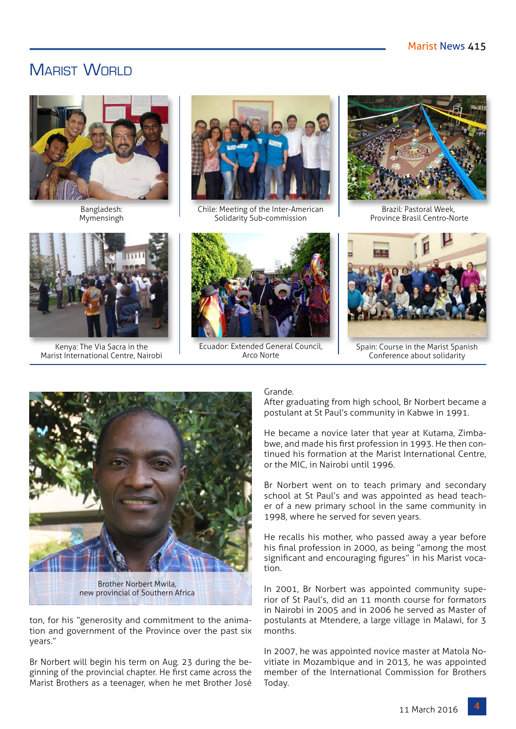# Marist World

Bangladesh: Mymensingh

Chile: Meeting of the Inter-American Solidarity Sub-commission

Brazil: Pastoral Week, Province Brasil Centro-Norte

Kenya: The Via Sacra in the Marist International Centre, Nairobi

Ecuador: Extended General Council, Arco Norte

Spain: Course in the Marist Spanish Conference about solidarity

Brother Norbert Mwila, new provincial of Southern Africa

ton, for his "generosity and commitment to the animation and government of the Province over the past six years."

Br Norbert will begin his term on Aug. 23 during the beginning of the provincial chapter. He first came across the Marist Brothers as a teenager, when he met Brother José Grande.

After graduating from high school, Br Norbert became a postulant at St Paul's community in Kabwe in 1991.

He became a novice later that year at Kutama, Zimbabwe, and made his first profession in 1993. He then continued his formation at the Marist International Centre, or the MIC, in Nairobi until 1996.

Br Norbert went on to teach primary and secondary school at St Paul's and was appointed as head teacher of a new primary school in the same community in 1998, where he served for seven years.

He recalls his mother, who passed away a year before his final profession in 2000, as being "among the most significant and encouraging figures" in his Marist vocation.

In 2001, Br Norbert was appointed community superior of St Paul's, did an 11 month course for formators in Nairobi in 2005 and in 2006 he served as Master of postulants at Mtendere, a large village in Malawi, for 3 months.

In 2007, he was appointed novice master at Matola Novitiate in Mozambique and in 2013, he was appointed member of the International Commission for Brothers Today.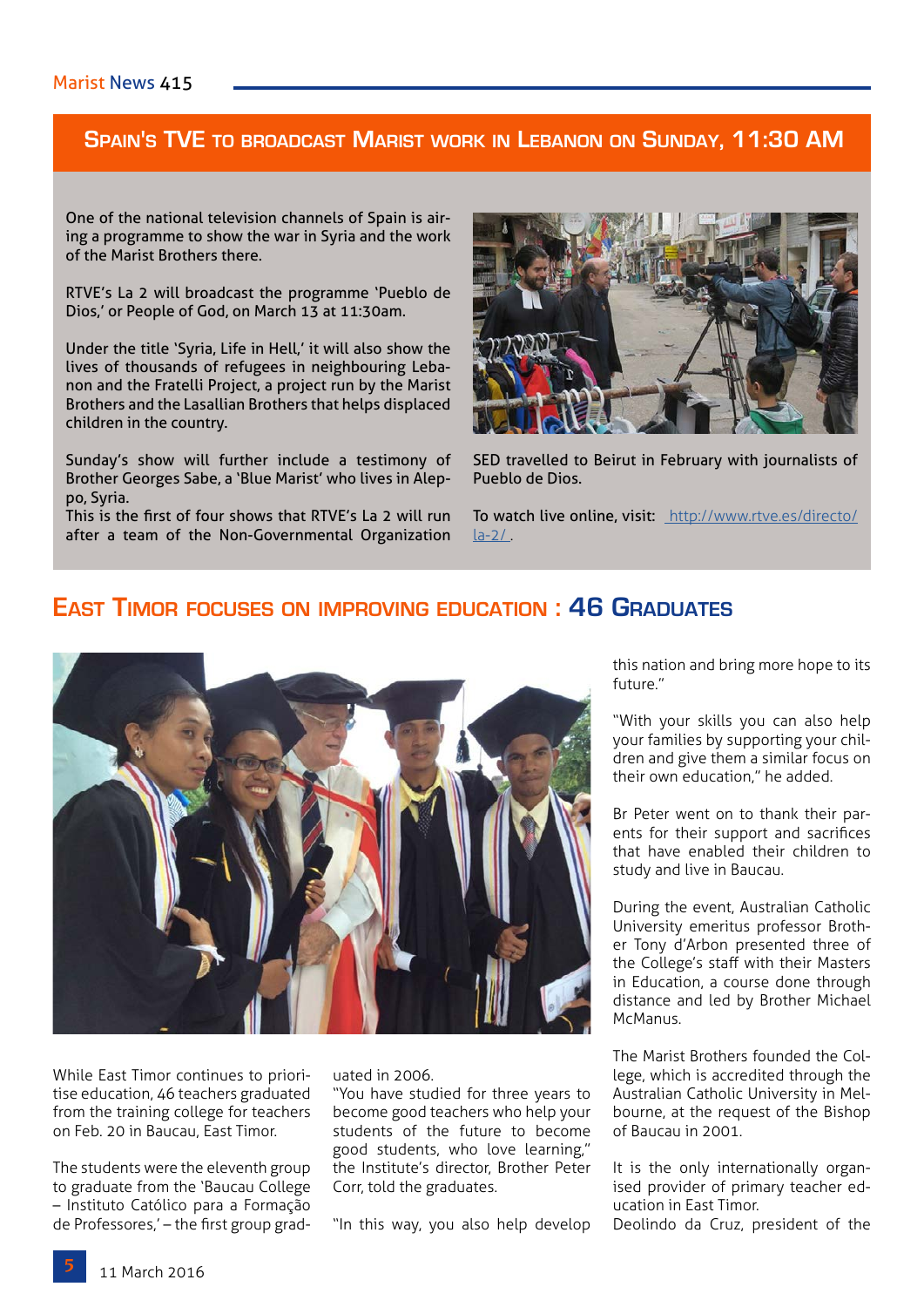## Spain's TVE to broadcast Marist work in Lebanon on Sunday, 11:30 AM

One of the national television channels of Spain is airing a programme to show the war in Syria and the work of the Marist Brothers there.

RTVE's La 2 will broadcast the programme 'Pueblo de Dios,' or People of God, on March 13 at 11:30am.

Under the title 'Syria, Life in Hell,' it will also show the lives of thousands of refugees in neighbouring Lebanon and the Fratelli Project, a project run by the Marist Brothers and the Lasallian Brothers that helps displaced children in the country.

Sunday's show will further include a testimony of Brother Georges Sabe, a 'Blue Marist' who lives in Aleppo, Syria.
This is the first of four shows that RTVE's La 2 will run after a team of the Non-Governmental Organization SED travelled to Beirut in February with journalists of Pueblo de Dios.

To watch live online, visit: http://www.rtve.es/directo/la-2/ .

## East Timor focuses on improving education : 46 Graduates

While East Timor continues to prioritise education, 46 teachers graduated from the training college for teachers on Feb. 20 in Baucau, East Timor.

The students were the eleventh group to graduate from the 'Baucau College – Instituto Católico para a Formação de Professores,' – the first group graduated in 2006.
"You have studied for three years to become good teachers who help your students of the future to become good students, who love learning," the Institute's director, Brother Peter Corr, told the graduates.

"In this way, you also help develop this nation and bring more hope to its future."

"With your skills you can also help your families by supporting your children and give them a similar focus on their own education," he added.

Br Peter went on to thank their parents for their support and sacrifices that have enabled their children to study and live in Baucau.

During the event, Australian Catholic University emeritus professor Brother Tony d'Arbon presented three of the College's staff with their Masters in Education, a course done through distance and led by Brother Michael McManus.

The Marist Brothers founded the College, which is accredited through the Australian Catholic University in Melbourne, at the request of the Bishop of Baucau in 2001.

It is the only internationally organised provider of primary teacher education in East Timor.
Deolindo da Cruz, president of the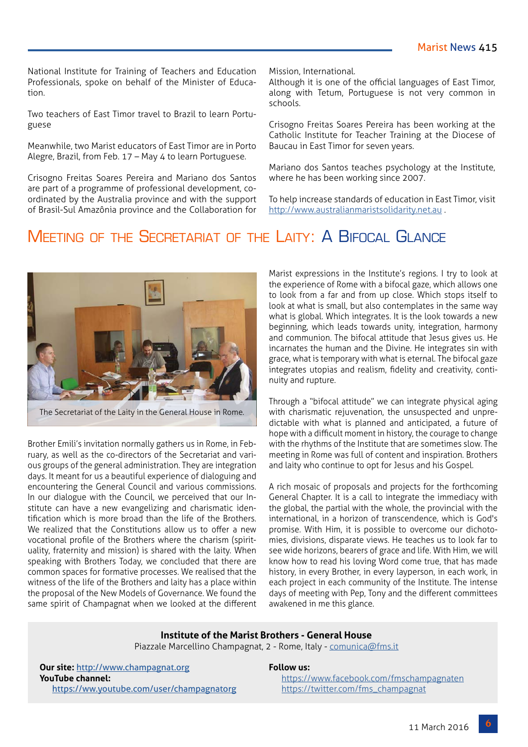National Institute for Training of Teachers and Education Professionals, spoke on behalf of the Minister of Education.

Two teachers of East Timor travel to Brazil to learn Portuguese

Meanwhile, two Marist educators of East Timor are in Porto Alegre, Brazil, from Feb. 17 – May 4 to learn Portuguese.

Crisogno Freitas Soares Pereira and Mariano dos Santos are part of a programme of professional development, coordinated by the Australia province and with the support of Brasil-Sul Amazônia province and the Collaboration for Mission, International.

Although it is one of the official languages of East Timor, along with Tetum, Portuguese is not very common in schools.

Crisogno Freitas Soares Pereira has been working at the Catholic Institute for Teacher Training at the Diocese of Baucau in East Timor for seven years.

Mariano dos Santos teaches psychology at the Institute, where he has been working since 2007.

To help increase standards of education in East Timor, visit http://www.australianmaristsolidarity.net.au .

# Meeting of the Secretariat of the Laity: A Bifocal Glance

The Secretariat of the Laity in the General House in Rome.

Brother Emili's invitation normally gathers us in Rome, in February, as well as the co-directors of the Secretariat and various groups of the general administration. They are integration days. It meant for us a beautiful experience of dialoguing and encountering the General Council and various commissions. In our dialogue with the Council, we perceived that our Institute can have a new evangelizing and charismatic identification which is more broad than the life of the Brothers. We realized that the Constitutions allow us to offer a new vocational profile of the Brothers where the charism (spirituality, fraternity and mission) is shared with the laity. When speaking with Brothers Today, we concluded that there are common spaces for formative processes. We realised that the witness of the life of the Brothers and laity has a place within the proposal of the New Models of Governance. We found the same spirit of Champagnat when we looked at the different Marist expressions in the Institute's regions. I try to look at the experience of Rome with a bifocal gaze, which allows one to look from a far and from up close. Which stops itself to look at what is small, but also contemplates in the same way what is global. Which integrates. It is the look towards a new beginning, which leads towards unity, integration, harmony and communion. The bifocal attitude that Jesus gives us. He incarnates the human and the Divine. He integrates sin with grace, what is temporary with what is eternal. The bifocal gaze integrates utopias and realism, fidelity and creativity, continuity and rupture.

Through a "bifocal attitude" we can integrate physical aging with charismatic rejuvenation, the unsuspected and unpredictable with what is planned and anticipated, a future of hope with a difficult moment in history, the courage to change with the rhythms of the Institute that are sometimes slow. The meeting in Rome was full of content and inspiration. Brothers and laity who continue to opt for Jesus and his Gospel.

A rich mosaic of proposals and projects for the forthcoming General Chapter. It is a call to integrate the immediacy with the global, the partial with the whole, the provincial with the international, in a horizon of transcendence, which is God's promise. With Him, it is possible to overcome our dichotomies, divisions, disparate views. He teaches us to look far to see wide horizons, bearers of grace and life. With Him, we will know how to read his loving Word come true, that has made history, in every Brother, in every layperson, in each work, in each project in each community of the Institute. The intense days of meeting with Pep, Tony and the different committees awakened in me this glance.

**Institute of the Marist Brothers - General House**
Piazzale Marcellino Champagnat, 2 - Rome, Italy - comunica@fms.it

**Our site:** http://www.champagnat.org
**YouTube channel:**
https://ww.youtube.com/user/champagnatorg

**Follow us:**
https://www.facebook.com/fmschampagnaten
https://twitter.com/fms_champagnat